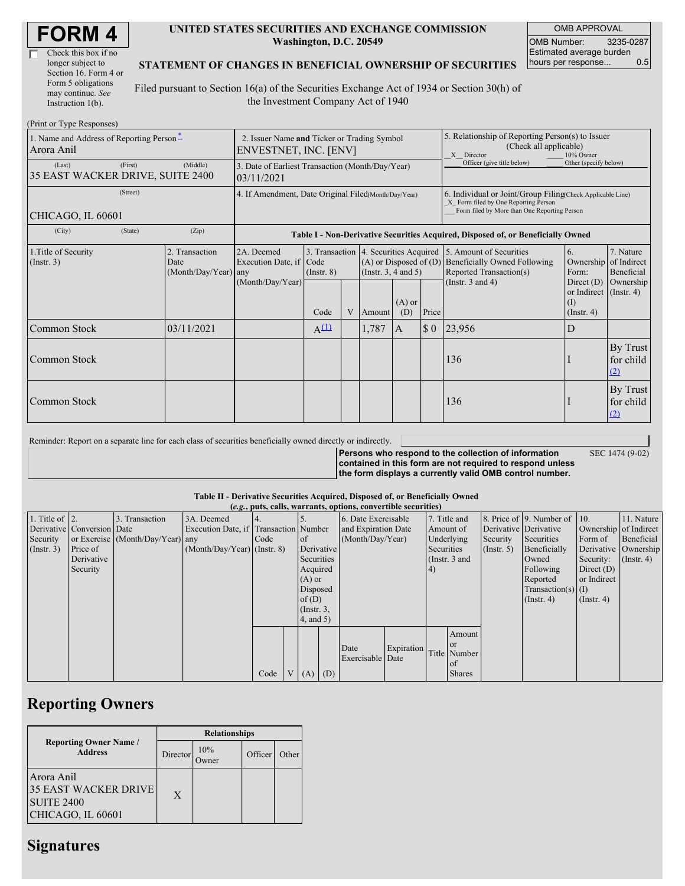# FORM 4

☐ Check this box if no longer subject to Section 16. Form 4 or Form 5 obligations may continue. *See* Instruction 1(b).

**UNITED STATES SECURITIES AND EXCHANGE COMMISSION**
**Washington, D.C. 20549**

**STATEMENT OF CHANGES IN BENEFICIAL OWNERSHIP OF SECURITIES**

Filed pursuant to Section 16(a) of the Securities Exchange Act of 1934 or Section 30(h) of the Investment Company Act of 1940

| OMB APPROVAL | |
|---|---|
| OMB Number: | 3235-0287 |
| Estimated average burden hours per response... | 0.5 |

(Print or Type Responses)

| | | |
|---|---|---|
| 1. Name and Address of Reporting Person* <br> Arora Anil <br> (Last) (First) (Middle) <br> 35 EAST WACKER DRIVE, SUITE 2400 <br> (Street) <br> CHICAGO, IL 60601 <br> (City) (State) (Zip) | 2. Issuer Name **and** Ticker or Trading Symbol <br> ENVESTNET, INC. [ENV] | 5. Relationship of Reporting Person(s) to Issuer (Check all applicable) <br> _X_ Director ___ 10% Owner <br> ___ Officer (give title below) ___ Other (specify below) |
| | 3. Date of Earliest Transaction (Month/Day/Year) <br> 03/11/2021 | |
| | 4. If Amendment, Date Original Filed (Month/Day/Year) | 6. Individual or Joint/Group Filing (Check Applicable Line) <br> _X_ Form filed by One Reporting Person <br> ___ Form filed by More than One Reporting Person |

**Table I - Non-Derivative Securities Acquired, Disposed of, or Beneficially Owned**

| 1.Title of Security (Instr. 3) | 2. Transaction Date (Month/Day/Year) | 2A. Deemed Execution Date, if any (Month/Day/Year) | 3. Transaction Code (Instr. 8) | | 4. Securities Acquired (A) or Disposed of (D) (Instr. 3, 4 and 5) | | | 5. Amount of Securities Beneficially Owned Following Reported Transaction(s) (Instr. 3 and 4) | 6. Ownership Form: Direct (D) or Indirect (I) (Instr. 4) | 7. Nature of Indirect Beneficial Ownership (Instr. 4) |
|---|---|---|---|---|---|---|---|---|---|---|
| | | | Code | V | Amount | (A) or (D) | Price | | | |
| Common Stock | 03/11/2021 | | A[(1)] | | 1,787 | A | $ 0 | 23,956 | D | |
| Common Stock | | | | | | | | 136 | I | By Trust for child [(2)] |
| Common Stock | | | | | | | | 136 | I | By Trust for child [(2)] |

Reminder: Report on a separate line for each class of securities beneficially owned directly or indirectly.

**Persons who respond to the collection of information contained in this form are not required to respond unless the form displays a currently valid OMB control number.** SEC 1474 (9-02)

**Table II - Derivative Securities Acquired, Disposed of, or Beneficially Owned**
**(*e.g.*, puts, calls, warrants, options, convertible securities)**

| 1. Title of Derivative Security (Instr. 3) | 2. Conversion or Exercise Price of Derivative Security | 3. Transaction Date (Month/Day/Year) | 3A. Deemed Execution Date, if any (Month/Day/Year) | 4. Transaction Code (Instr. 8) | | 5. Number of Derivative Securities Acquired (A) or Disposed of (D) (Instr. 3, 4, and 5) | | 6. Date Exercisable and Expiration Date (Month/Day/Year) | | 7. Title and Amount of Underlying Securities (Instr. 3 and 4) | | 8. Price of Derivative Security (Instr. 5) | 9. Number of Derivative Securities Beneficially Owned Following Reported Transaction(s) (Instr. 4) | 10. Ownership Form of Derivative Security: Direct (D) or Indirect (I) (Instr. 4) | 11. Nature of Indirect Beneficial Ownership (Instr. 4) |
|---|---|---|---|---|---|---|---|---|---|---|---|---|---|---|---|
| | | | | Code | V | (A) | (D) | Date Exercisable | Expiration Date | Title | Amount or Number of Shares | | | | |

## Reporting Owners

| Reporting Owner Name / Address | Relationships | | | |
|---|---|---|---|---|
| | Director | 10% Owner | Officer | Other |
| Arora Anil <br> 35 EAST WACKER DRIVE <br> SUITE 2400 <br> CHICAGO, IL 60601 | X | | | |

## Signatures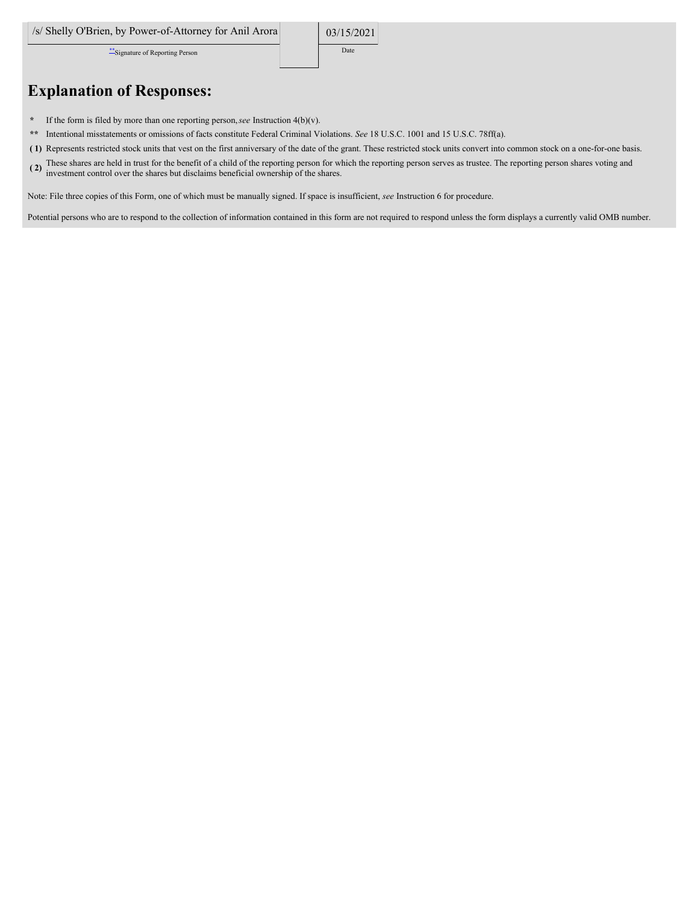| | | |
|---|---|---|
| /s/ Shelly O'Brien, by Power-of-Attorney for Anil Arora | | 03/15/2021 |
| ** Signature of Reporting Person | | Date |

## Explanation of Responses:

* If the form is filed by more than one reporting person, *see* Instruction 4(b)(v).

** Intentional misstatements or omissions of facts constitute Federal Criminal Violations. *See* 18 U.S.C. 1001 and 15 U.S.C. 78ff(a).

(1) Represents restricted stock units that vest on the first anniversary of the date of the grant. These restricted stock units convert into common stock on a one-for-one basis.

(2) These shares are held in trust for the benefit of a child of the reporting person for which the reporting person serves as trustee. The reporting person shares voting and investment control over the shares but disclaims beneficial ownership of the shares.

Note: File three copies of this Form, one of which must be manually signed. If space is insufficient, *see* Instruction 6 for procedure.

Potential persons who are to respond to the collection of information contained in this form are not required to respond unless the form displays a currently valid OMB number.